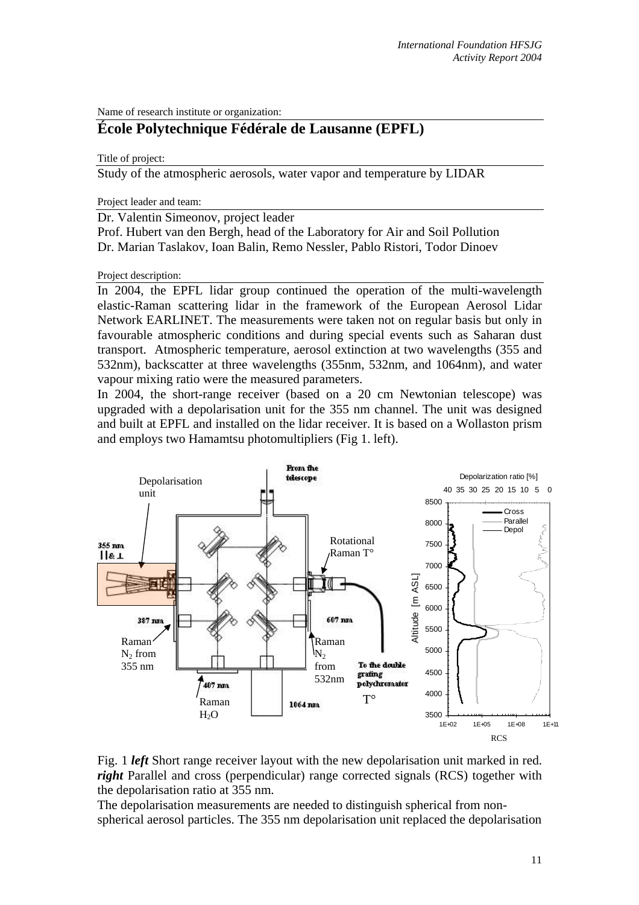Name of research institute or organization:

# École Polytechnique Fédérale de Lausanne (EPFL)

Title of project:

Study of the atmospheric aerosols, water vapor and temperature by LIDAR

Project leader and team:

Dr. Valentin Simeonov, project leader
Prof. Hubert van den Bergh, head of the Laboratory for Air and Soil Pollution
Dr. Marian Taslakov, Ioan Balin, Remo Nessler, Pablo Ristori, Todor Dinoev

Project description:

In 2004, the EPFL lidar group continued the operation of the multi-wavelength elastic-Raman scattering lidar in the framework of the European Aerosol Lidar Network EARLINET. The measurements were taken not on regular basis but only in favourable atmospheric conditions and during special events such as Saharan dust transport. Atmospheric temperature, aerosol extinction at two wavelengths (355 and 532nm), backscatter at three wavelengths (355nm, 532nm, and 1064nm), and water vapour mixing ratio were the measured parameters.

In 2004, the short-range receiver (based on a 20 cm Newtonian telescope) was upgraded with a depolarisation unit for the 355 nm channel. The unit was designed and built at EPFL and installed on the lidar receiver. It is based on a Wollaston prism and employs two Hamamtsu photomultipliers (Fig 1. left).

From the telescope
Depolarisation unit
355 nm ||& ⊥
Rotational Raman T°
387 nm
607 nm
Raman $N_2$ from 355 nm
Raman $N_2$ from 532nm
To the double grating polychromator
T°
407 nm
Raman $H_2O$
1064 nm

Depolarization ratio [%]
40 35 30 25 20 15 10 5 0
Cross
Parallel
Depol
Altitude [m ASL]
8500
8000
7500
7000
6500
6000
5500
5000
4500
4000
3500
1E+02 1E+05 1E+08 1E+11
RCS

Fig. 1 ***left*** Short range receiver layout with the new depolarisation unit marked in red. ***right*** Parallel and cross (perpendicular) range corrected signals (RCS) together with the depolarisation ratio at 355 nm.

The depolarisation measurements are needed to distinguish spherical from non-spherical aerosol particles. The 355 nm depolarisation unit replaced the depolarisation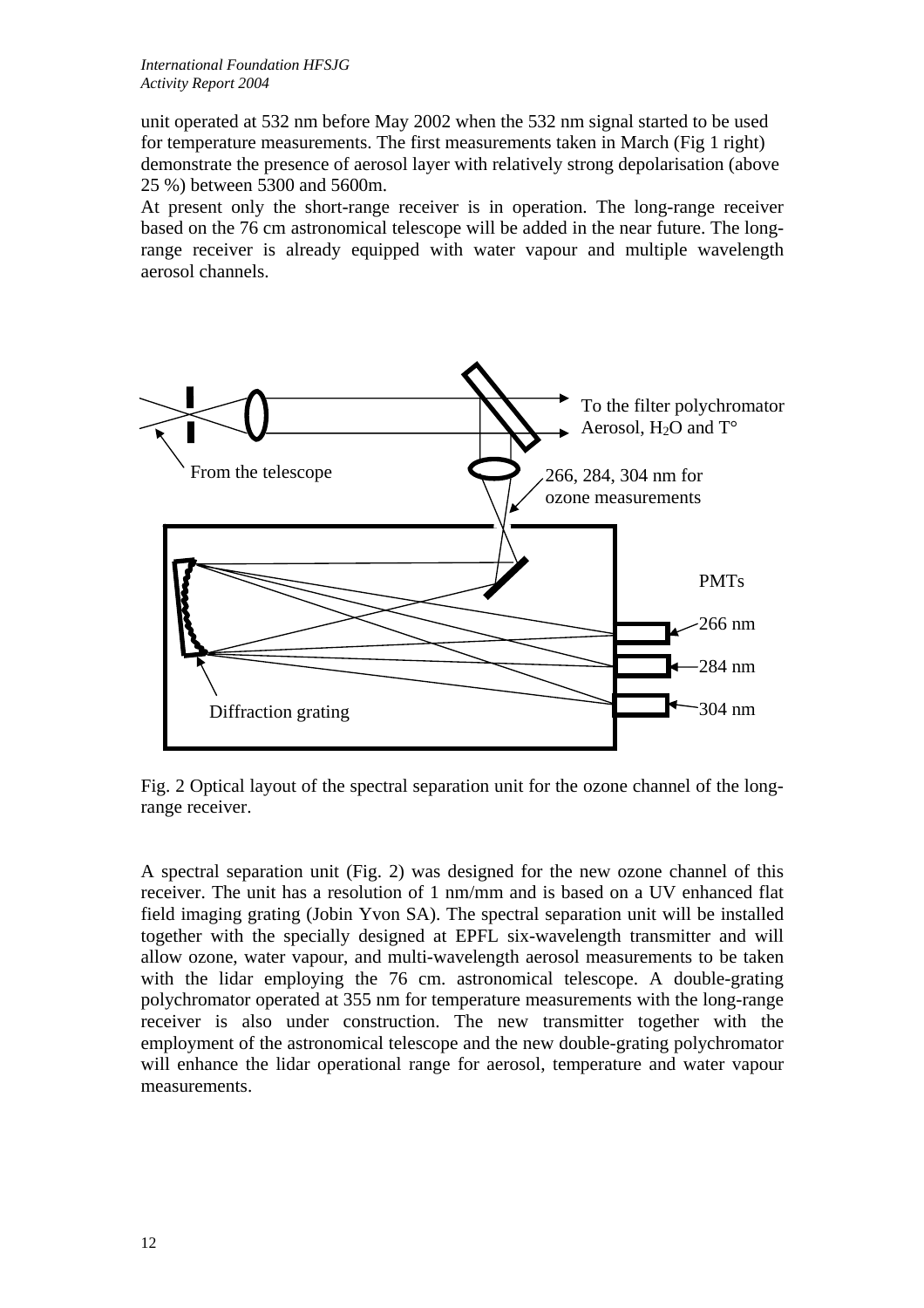unit operated at 532 nm before May 2002 when the 532 nm signal started to be used for temperature measurements. The first measurements taken in March (Fig 1 right) demonstrate the presence of aerosol layer with relatively strong depolarisation (above 25 %) between 5300 and 5600m.

At present only the short-range receiver is in operation. The long-range receiver based on the 76 cm astronomical telescope will be added in the near future. The long-range receiver is already equipped with water vapour and multiple wavelength aerosol channels.

From the telescope

To the filter polychromator

Aerosol, $H_2O$ and T°

266, 284, 304 nm for ozone measurements

PMTs

266 nm

284 nm

304 nm

Diffraction grating

Fig. 2 Optical layout of the spectral separation unit for the ozone channel of the long-range receiver.

A spectral separation unit (Fig. 2) was designed for the new ozone channel of this receiver. The unit has a resolution of 1 nm/mm and is based on a UV enhanced flat field imaging grating (Jobin Yvon SA). The spectral separation unit will be installed together with the specially designed at EPFL six-wavelength transmitter and will allow ozone, water vapour, and multi-wavelength aerosol measurements to be taken with the lidar employing the 76 cm. astronomical telescope. A double-grating polychromator operated at 355 nm for temperature measurements with the long-range receiver is also under construction. The new transmitter together with the employment of the astronomical telescope and the new double-grating polychromator will enhance the lidar operational range for aerosol, temperature and water vapour measurements.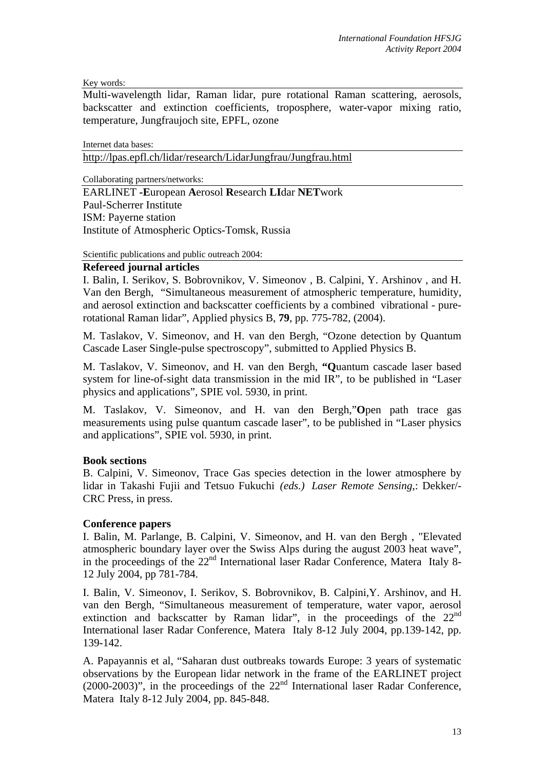Key words:

Multi-wavelength lidar, Raman lidar, pure rotational Raman scattering, aerosols, backscatter and extinction coefficients, troposphere, water-vapor mixing ratio, temperature, Jungfraujoch site, EPFL, ozone

Internet data bases:

http://lpas.epfl.ch/lidar/research/LidarJungfrau/Jungfrau.html

Collaborating partners/networks:

EARLINET -**E**uropean **A**erosol **R**esearch **LI**dar **NET**work
Paul-Scherrer Institute
ISM: Payerne station
Institute of Atmospheric Optics-Tomsk, Russia

Scientific publications and public outreach 2004:

**Refereed journal articles**

I. Balin, I. Serikov, S. Bobrovnikov, V. Simeonov , B. Calpini, Y. Arshinov , and H. Van den Bergh, "Simultaneous measurement of atmospheric temperature, humidity, and aerosol extinction and backscatter coefficients by a combined vibrational - pure-rotational Raman lidar", Applied physics B, **79**, pp. 775-782, (2004).

M. Taslakov, V. Simeonov, and H. van den Bergh, "Ozone detection by Quantum Cascade Laser Single-pulse spectroscopy", submitted to Applied Physics B.

M. Taslakov, V. Simeonov, and H. van den Bergh, **"Q**uantum cascade laser based system for line-of-sight data transmission in the mid IR", to be published in "Laser physics and applications", SPIE vol. 5930, in print.

M. Taslakov, V. Simeonov, and H. van den Bergh,"**O**pen path trace gas measurements using pulse quantum cascade laser", to be published in "Laser physics and applications", SPIE vol. 5930, in print.

**Book sections**

B. Calpini, V. Simeonov, Trace Gas species detection in the lower atmosphere by lidar in Takashi Fujii and Tetsuo Fukuchi *(eds.) Laser Remote Sensing,*: Dekker/-CRC Press, in press.

**Conference papers**

I. Balin, M. Parlange, B. Calpini, V. Simeonov, and H. van den Bergh , "Elevated atmospheric boundary layer over the Swiss Alps during the august 2003 heat wave", in the proceedings of the 22nd International laser Radar Conference, Matera Italy 8-12 July 2004, pp 781-784.

I. Balin, V. Simeonov, I. Serikov, S. Bobrovnikov, B. Calpini,Y. Arshinov, and H. van den Bergh, "Simultaneous measurement of temperature, water vapor, aerosol extinction and backscatter by Raman lidar", in the proceedings of the 22nd International laser Radar Conference, Matera Italy 8-12 July 2004, pp.139-142, pp. 139-142.

A. Papayannis et al, "Saharan dust outbreaks towards Europe: 3 years of systematic observations by the European lidar network in the frame of the EARLINET project (2000-2003)", in the proceedings of the 22nd International laser Radar Conference, Matera Italy 8-12 July 2004, pp. 845-848.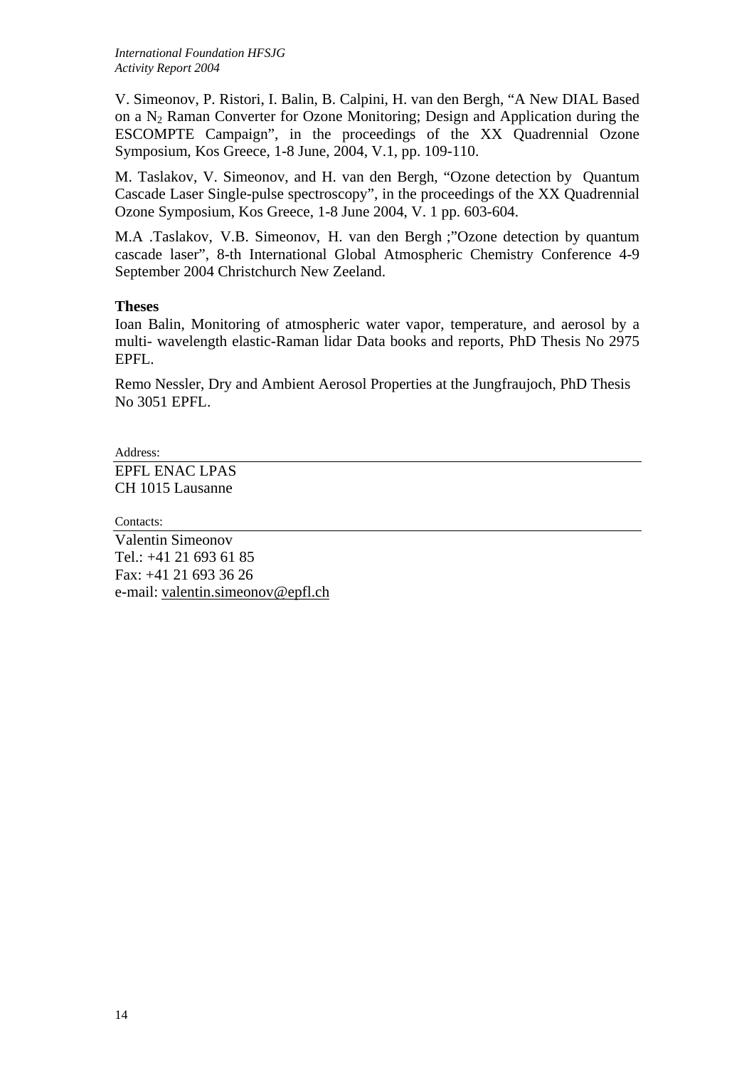V. Simeonov, P. Ristori, I. Balin, B. Calpini, H. van den Bergh, "A New DIAL Based on a $N_2$ Raman Converter for Ozone Monitoring; Design and Application during the ESCOMPTE Campaign", in the proceedings of the XX Quadrennial Ozone Symposium, Kos Greece, 1-8 June, 2004, V.1, pp. 109-110.

M. Taslakov, V. Simeonov, and H. van den Bergh, "Ozone detection by Quantum Cascade Laser Single-pulse spectroscopy", in the proceedings of the XX Quadrennial Ozone Symposium, Kos Greece, 1-8 June 2004, V. 1 pp. 603-604.

M.A .Taslakov, V.B. Simeonov, H. van den Bergh ;"Ozone detection by quantum cascade laser", 8-th International Global Atmospheric Chemistry Conference 4-9 September 2004 Christchurch New Zeeland.

**Theses**

Ioan Balin, Monitoring of atmospheric water vapor, temperature, and aerosol by a multi- wavelength elastic-Raman lidar Data books and reports, PhD Thesis No 2975 EPFL.

Remo Nessler, Dry and Ambient Aerosol Properties at the Jungfraujoch, PhD Thesis No 3051 EPFL.

Address:

EPFL ENAC LPAS
CH 1015 Lausanne

Contacts:

Valentin Simeonov
Tel.: +41 21 693 61 85
Fax: +41 21 693 36 26
e-mail: valentin.simeonov@epfl.ch